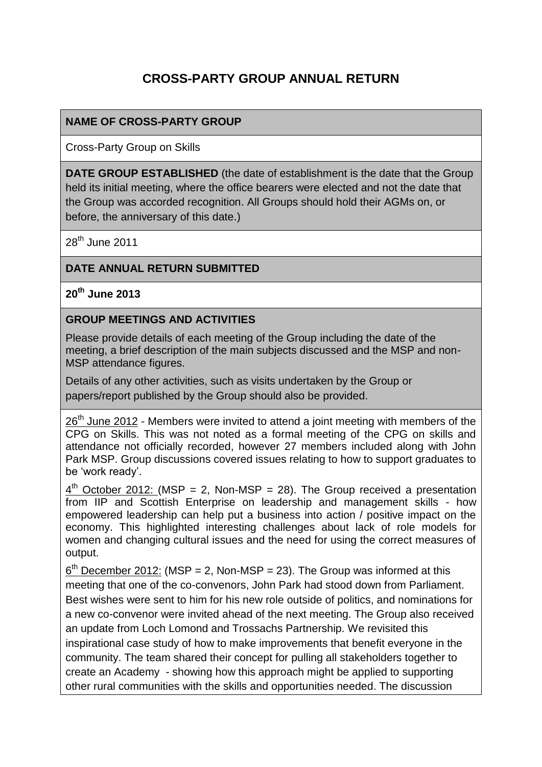# CROSS-PARTY GROUP ANNUAL RETURN

**NAME OF CROSS-PARTY GROUP**

Cross-Party Group on Skills

**DATE GROUP ESTABLISHED** (the date of establishment is the date that the Group held its initial meeting, where the office bearers were elected and not the date that the Group was accorded recognition. All Groups should hold their AGMs on, or before, the anniversary of this date.)

28th June 2011

**DATE ANNUAL RETURN SUBMITTED**

**20th June 2013**

**GROUP MEETINGS AND ACTIVITIES**

Please provide details of each meeting of the Group including the date of the meeting, a brief description of the main subjects discussed and the MSP and non-MSP attendance figures.

Details of any other activities, such as visits undertaken by the Group or papers/report published by the Group should also be provided.

26th June 2012 - Members were invited to attend a joint meeting with members of the CPG on Skills. This was not noted as a formal meeting of the CPG on skills and attendance not officially recorded, however 27 members included along with John Park MSP. Group discussions covered issues relating to how to support graduates to be 'work ready'.

4th October 2012: (MSP = 2, Non-MSP = 28). The Group received a presentation from IIP and Scottish Enterprise on leadership and management skills - how empowered leadership can help put a business into action / positive impact on the economy. This highlighted interesting challenges about lack of role models for women and changing cultural issues and the need for using the correct measures of output.

6th December 2012: (MSP = 2, Non-MSP = 23). The Group was informed at this meeting that one of the co-convenors, John Park had stood down from Parliament. Best wishes were sent to him for his new role outside of politics, and nominations for a new co-convenor were invited ahead of the next meeting. The Group also received an update from Loch Lomond and Trossachs Partnership. We revisited this inspirational case study of how to make improvements that benefit everyone in the community. The team shared their concept for pulling all stakeholders together to create an Academy - showing how this approach might be applied to supporting other rural communities with the skills and opportunities needed. The discussion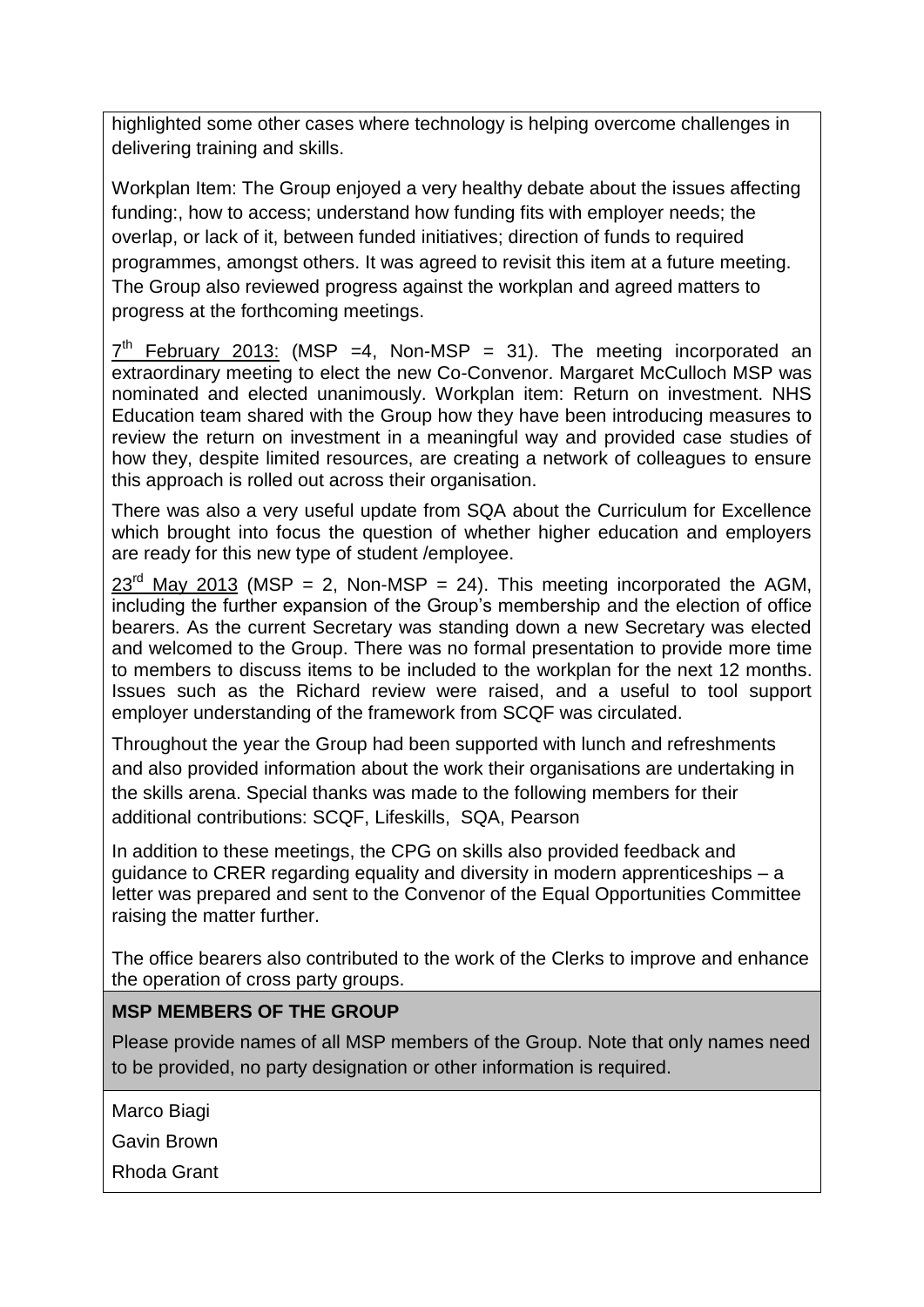highlighted some other cases where technology is helping overcome challenges in delivering training and skills.

Workplan Item: The Group enjoyed a very healthy debate about the issues affecting funding:, how to access; understand how funding fits with employer needs; the overlap, or lack of it, between funded initiatives; direction of funds to required programmes, amongst others. It was agreed to revisit this item at a future meeting. The Group also reviewed progress against the workplan and agreed matters to progress at the forthcoming meetings.

7th February 2013: (MSP =4, Non-MSP = 31). The meeting incorporated an extraordinary meeting to elect the new Co-Convenor. Margaret McCulloch MSP was nominated and elected unanimously. Workplan item: Return on investment. NHS Education team shared with the Group how they have been introducing measures to review the return on investment in a meaningful way and provided case studies of how they, despite limited resources, are creating a network of colleagues to ensure this approach is rolled out across their organisation.

There was also a very useful update from SQA about the Curriculum for Excellence which brought into focus the question of whether higher education and employers are ready for this new type of student /employee.

23rd May 2013 (MSP = 2, Non-MSP = 24). This meeting incorporated the AGM, including the further expansion of the Group's membership and the election of office bearers. As the current Secretary was standing down a new Secretary was elected and welcomed to the Group. There was no formal presentation to provide more time to members to discuss items to be included to the workplan for the next 12 months. Issues such as the Richard review were raised, and a useful to tool support employer understanding of the framework from SCQF was circulated.

Throughout the year the Group had been supported with lunch and refreshments and also provided information about the work their organisations are undertaking in the skills arena. Special thanks was made to the following members for their additional contributions: SCQF, Lifeskills, SQA, Pearson

In addition to these meetings, the CPG on skills also provided feedback and guidance to CRER regarding equality and diversity in modern apprenticeships – a letter was prepared and sent to the Convenor of the Equal Opportunities Committee raising the matter further.

The office bearers also contributed to the work of the Clerks to improve and enhance the operation of cross party groups.

**MSP MEMBERS OF THE GROUP**

Please provide names of all MSP members of the Group. Note that only names need to be provided, no party designation or other information is required.

Marco Biagi

Gavin Brown

Rhoda Grant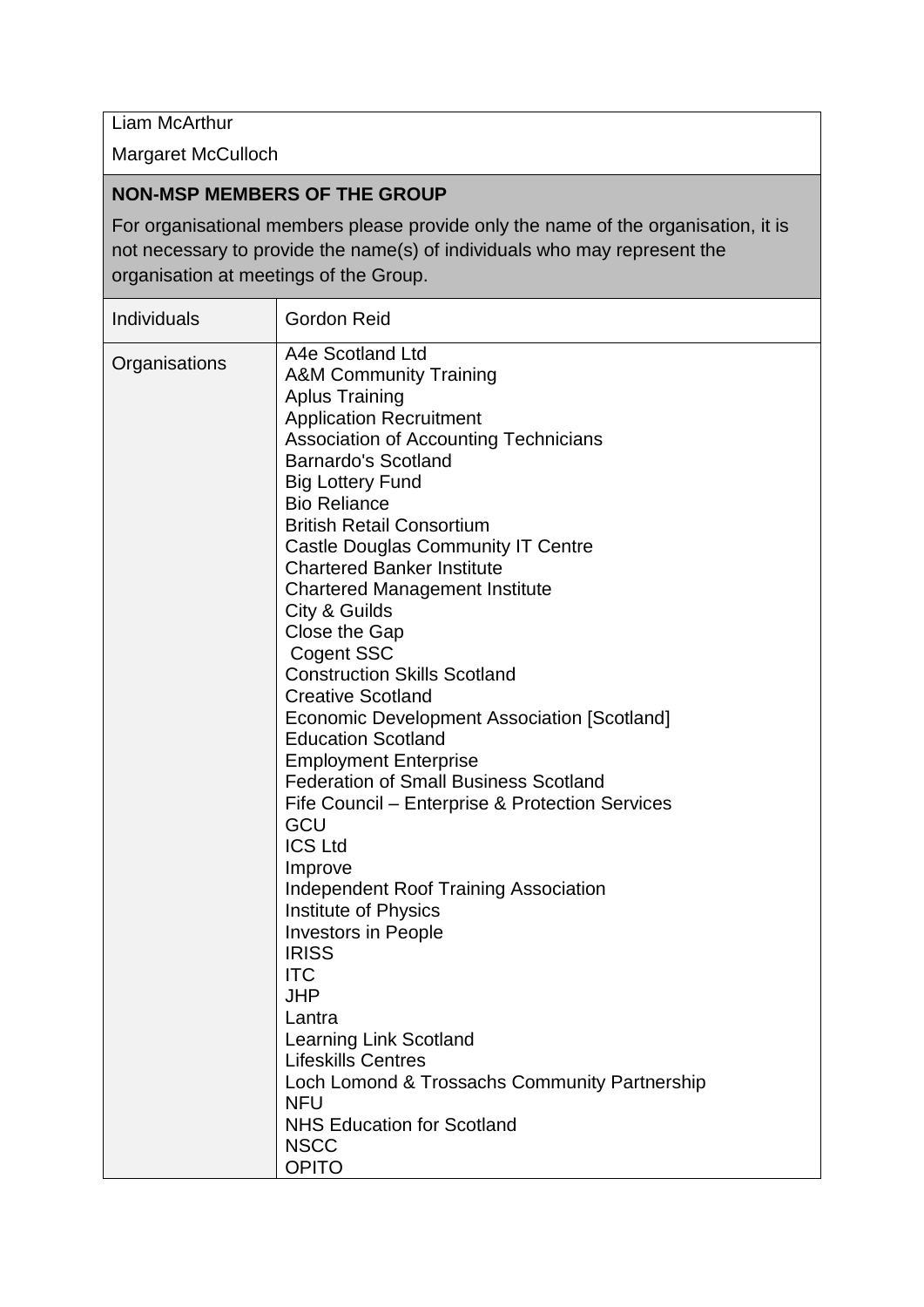Liam McArthur

Margaret McCulloch

**NON-MSP MEMBERS OF THE GROUP**

For organisational members please provide only the name of the organisation, it is not necessary to provide the name(s) of individuals who may represent the organisation at meetings of the Group.

| Individuals | Gordon Reid |
|---|---|
| Organisations | A4e Scotland Ltd<br>A&M Community Training<br>Aplus Training<br>Application Recruitment<br>Association of Accounting Technicians<br>Barnardo's Scotland<br>Big Lottery Fund<br>Bio Reliance<br>British Retail Consortium<br>Castle Douglas Community IT Centre<br>Chartered Banker Institute<br>Chartered Management Institute<br>City & Guilds<br>Close the Gap<br>Cogent SSC<br>Construction Skills Scotland<br>Creative Scotland<br>Economic Development Association [Scotland]<br>Education Scotland<br>Employment Enterprise<br>Federation of Small Business Scotland<br>Fife Council – Enterprise & Protection Services<br>GCU<br>ICS Ltd<br>Improve<br>Independent Roof Training Association<br>Institute of Physics<br>Investors in People<br>IRISS<br>ITC<br>JHP<br>Lantra<br>Learning Link Scotland<br>Lifeskills Centres<br>Loch Lomond & Trossachs Community Partnership<br>NFU<br>NHS Education for Scotland<br>NSCC<br>OPITO |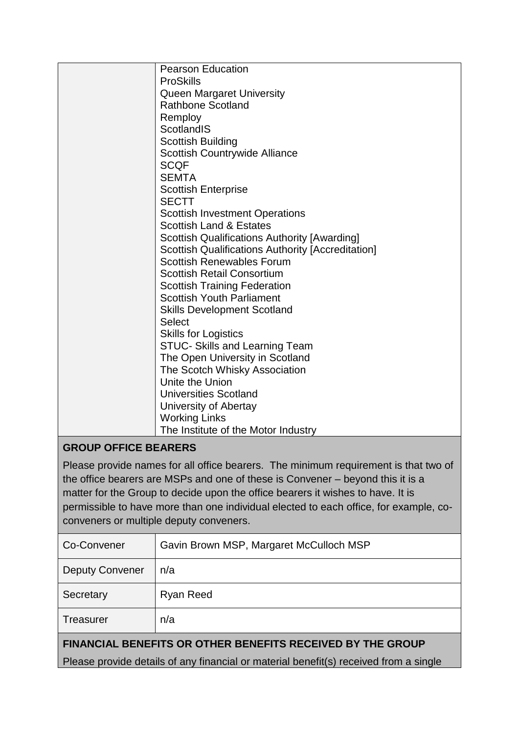| | |
|---|---|
| | Pearson Education<br>ProSkills<br>Queen Margaret University<br>Rathbone Scotland<br>Remploy<br>ScotlandIS<br>Scottish Building<br>Scottish Countrywide Alliance<br>SCQF<br>SEMTA<br>Scottish Enterprise<br>SECTT<br>Scottish Investment Operations<br>Scottish Land & Estates<br>Scottish Qualifications Authority [Awarding]<br>Scottish Qualifications Authority [Accreditation]<br>Scottish Renewables Forum<br>Scottish Retail Consortium<br>Scottish Training Federation<br>Scottish Youth Parliament<br>Skills Development Scotland<br>Select<br>Skills for Logistics<br>STUC- Skills and Learning Team<br>The Open University in Scotland<br>The Scotch Whisky Association<br>Unite the Union<br>Universities Scotland<br>University of Abertay<br>Working Links<br>The Institute of the Motor Industry |

**GROUP OFFICE BEARERS**

Please provide names for all office bearers. The minimum requirement is that two of the office bearers are MSPs and one of these is Convener – beyond this it is a matter for the Group to decide upon the office bearers it wishes to have. It is permissible to have more than one individual elected to each office, for example, co-conveners or multiple deputy conveners.

| | |
|---|---|
| Co-Convener | Gavin Brown MSP, Margaret McCulloch MSP |
| Deputy Convener | n/a |
| Secretary | Ryan Reed |
| Treasurer | n/a |

**FINANCIAL BENEFITS OR OTHER BENEFITS RECEIVED BY THE GROUP**

Please provide details of any financial or material benefit(s) received from a single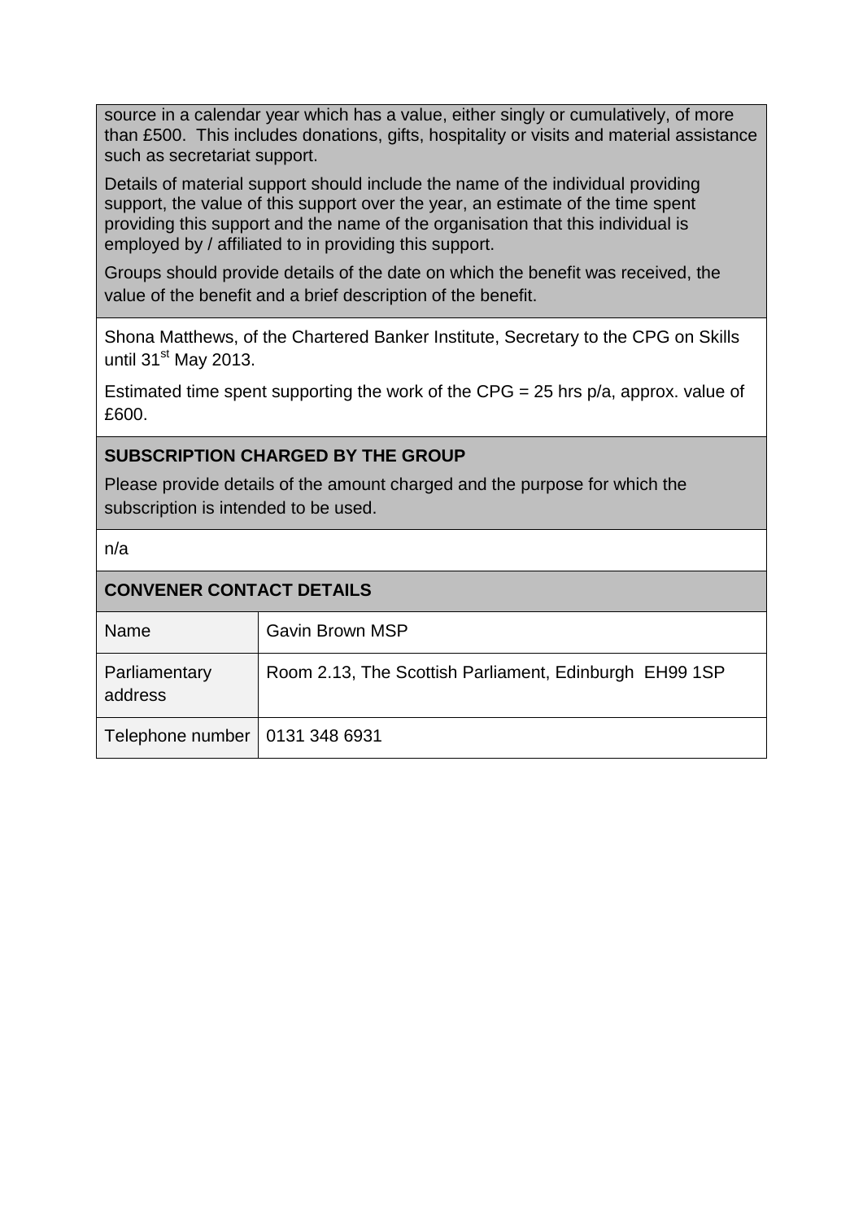source in a calendar year which has a value, either singly or cumulatively, of more than £500. This includes donations, gifts, hospitality or visits and material assistance such as secretariat support.

Details of material support should include the name of the individual providing support, the value of this support over the year, an estimate of the time spent providing this support and the name of the organisation that this individual is employed by / affiliated to in providing this support.

Groups should provide details of the date on which the benefit was received, the value of the benefit and a brief description of the benefit.

Shona Matthews, of the Chartered Banker Institute, Secretary to the CPG on Skills until 31st May 2013.

Estimated time spent supporting the work of the CPG = 25 hrs p/a, approx. value of £600.

**SUBSCRIPTION CHARGED BY THE GROUP**

Please provide details of the amount charged and the purpose for which the subscription is intended to be used.

n/a

**CONVENER CONTACT DETAILS**

| | |
|---|---|
| Name | Gavin Brown MSP |
| Parliamentary address | Room 2.13, The Scottish Parliament, Edinburgh EH99 1SP |
| Telephone number | 0131 348 6931 |